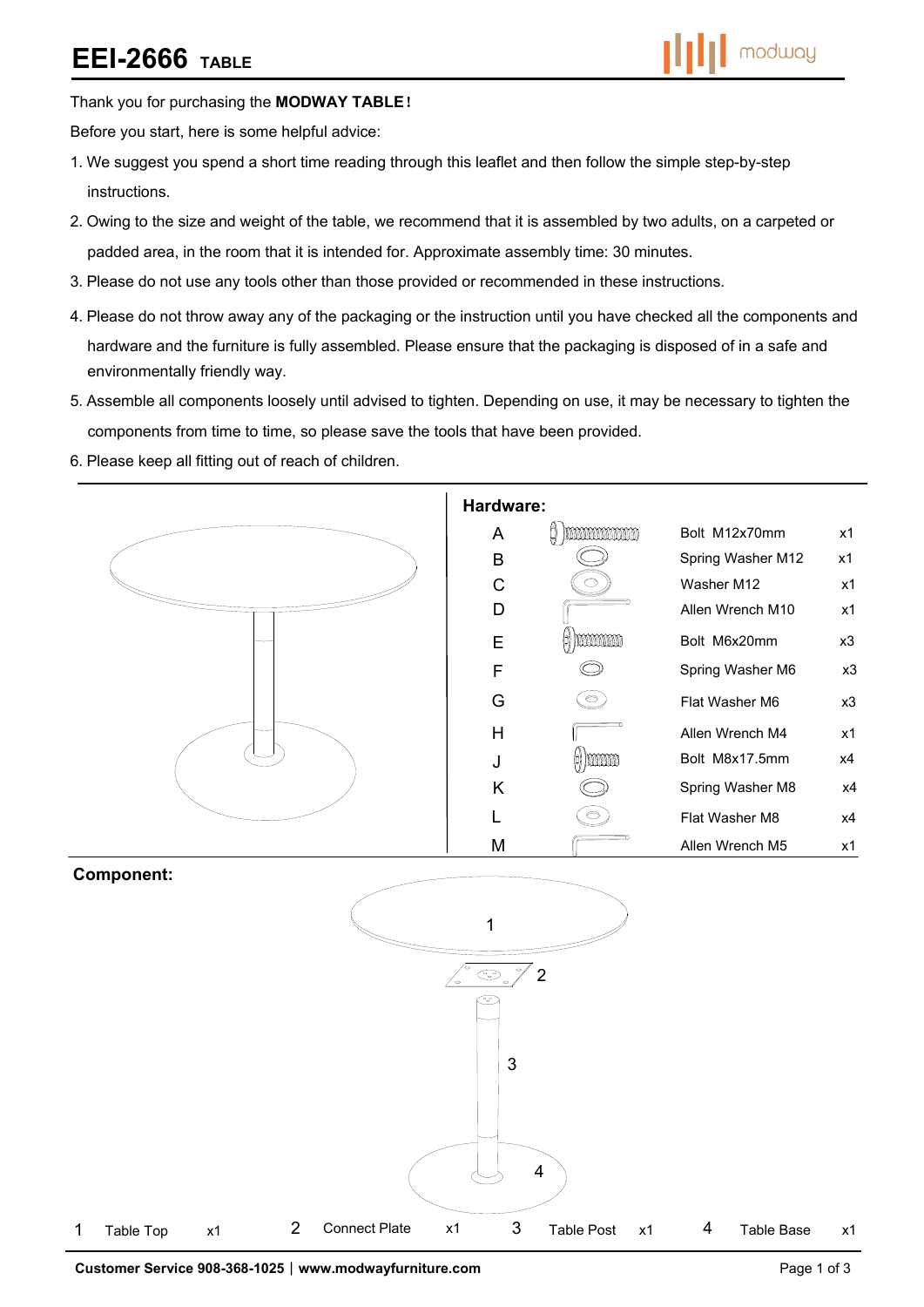# EEI-2666 TABLE

Thank you for purchasing the **MODWAY TABLE!**

Before you start, here is some helpful advice:

1. We suggest you spend a short time reading through this leaflet and then follow the simple step-by-step instructions.
2. Owing to the size and weight of the table, we recommend that it is assembled by two adults, on a carpeted or padded area, in the room that it is intended for. Approximate assembly time: 30 minutes.
3. Please do not use any tools other than those provided or recommended in these instructions.
4. Please do not throw away any of the packaging or the instruction until you have checked all the components and hardware and the furniture is fully assembled. Please ensure that the packaging is disposed of in a safe and environmentally friendly way.
5. Assemble all components loosely until advised to tighten. Depending on use, it may be necessary to tighten the components from time to time, so please save the tools that have been provided.
6. Please keep all fitting out of reach of children.

## Hardware:

| | Description | Qty |
|---|---|---|
| A | Bolt M12x70mm | x1 |
| B | Spring Washer M12 | x1 |
| C | Washer M12 | x1 |
| D | Allen Wrench M10 | x1 |
| E | Bolt M6x20mm | x3 |
| F | Spring Washer M6 | x3 |
| G | Flat Washer M6 | x3 |
| H | Allen Wrench M4 | x1 |
| J | Bolt M8x17.5mm | x4 |
| K | Spring Washer M8 | x4 |
| L | Flat Washer M8 | x4 |
| M | Allen Wrench M5 | x1 |

## Component:

| No. | Component | Qty |
|---|---|---|
| 1 | Table Top | x1 |
| 2 | Connect Plate | x1 |
| 3 | Table Post | x1 |
| 4 | Table Base | x1 |

**Customer Service 908-368-1025 | www.modwayfurniture.com**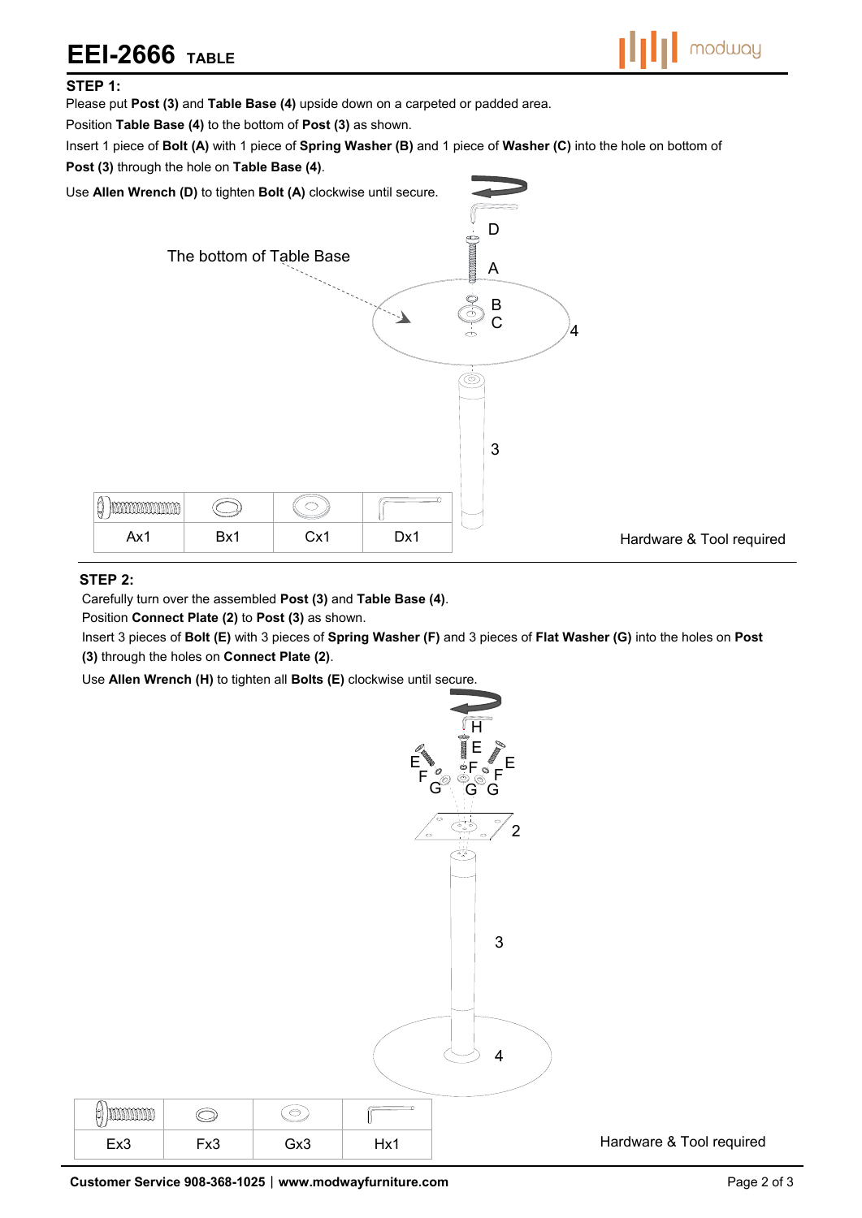# EEI-2666 TABLE

### STEP 1:

Please put **Post (3)** and **Table Base (4)** upside down on a carpeted or padded area.

Position **Table Base (4)** to the bottom of **Post (3)** as shown.

Insert 1 piece of **Bolt (A)** with 1 piece of **Spring Washer (B)** and 1 piece of **Washer (C)** into the hole on bottom of **Post (3)** through the hole on **Table Base (4)**.

Use **Allen Wrench (D)** to tighten **Bolt (A)** clockwise until secure.

The bottom of Table Base

| | | | |
|---|---|---|---|
| Ax1 | Bx1 | Cx1 | Dx1 |

Hardware & Tool required

### STEP 2:

Carefully turn over the assembled **Post (3)** and **Table Base (4)**.

Position **Connect Plate (2)** to **Post (3)** as shown.

Insert 3 pieces of **Bolt (E)** with 3 pieces of **Spring Washer (F)** and 3 pieces of **Flat Washer (G)** into the holes on **Post (3)** through the holes on **Connect Plate (2)**.

Use **Allen Wrench (H)** to tighten all **Bolts (E)** clockwise until secure.

| | | | |
|---|---|---|---|
| Ex3 | Fx3 | Gx3 | Hx1 |

Hardware & Tool required

**Customer Service 908-368-1025 | www.modwayfurniture.com**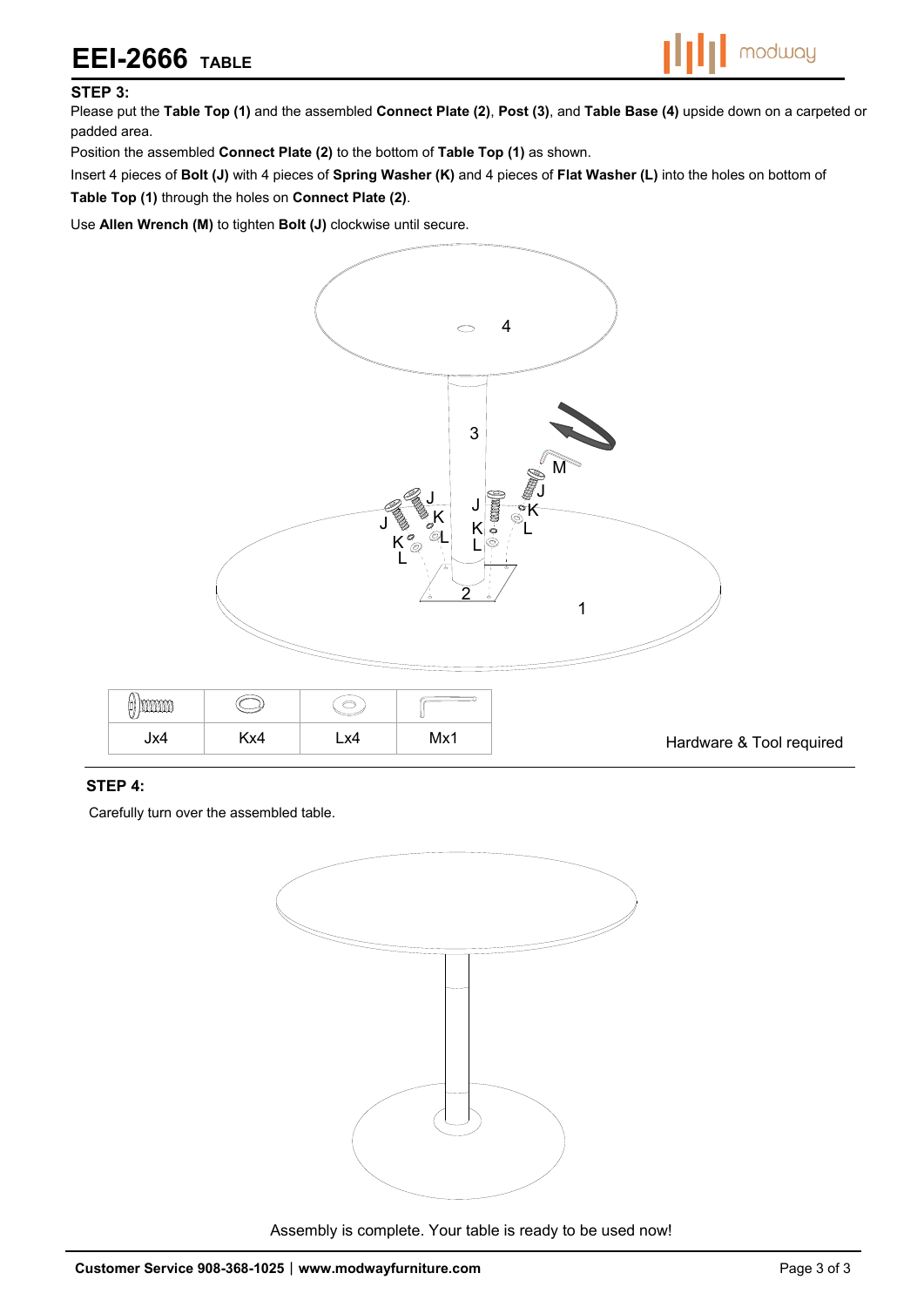# EEI-2666 TABLE

### STEP 3:

Please put the **Table Top (1)** and the assembled **Connect Plate (2)**, **Post (3)**, and **Table Base (4)** upside down on a carpeted or padded area.

Position the assembled **Connect Plate (2)** to the bottom of **Table Top (1)** as shown.

Insert 4 pieces of **Bolt (J)** with 4 pieces of **Spring Washer (K)** and 4 pieces of **Flat Washer (L)** into the holes on bottom of **Table Top (1)** through the holes on **Connect Plate (2)**.

Use **Allen Wrench (M)** to tighten **Bolt (J)** clockwise until secure.

| | | | |
|---|---|---|---|
| Jx4 | Kx4 | Lx4 | Mx1 |

Hardware & Tool required

### STEP 4:

Carefully turn over the assembled table.

Assembly is complete. Your table is ready to be used now!

**Customer Service 908-368-1025 | www.modwayfurniture.com**